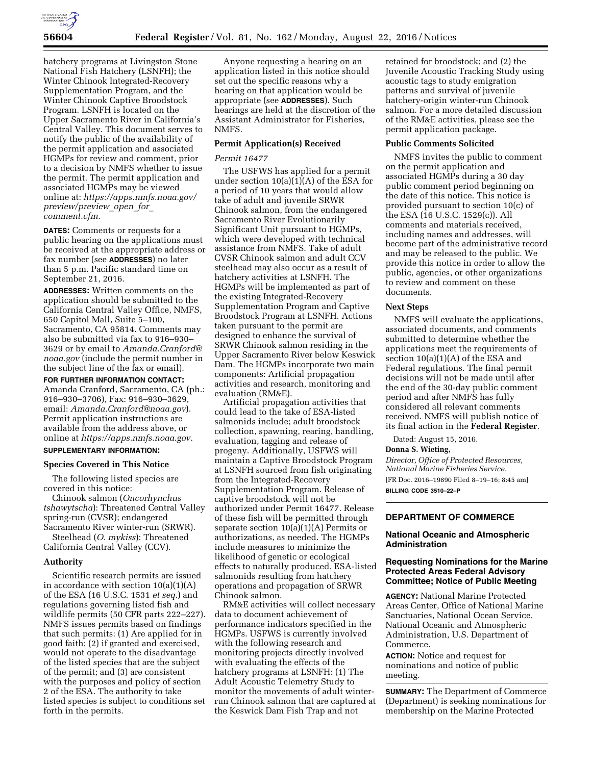hatchery programs at Livingston Stone National Fish Hatchery (LSNFH); the Winter Chinook Integrated-Recovery Supplementation Program, and the Winter Chinook Captive Broodstock Program. LSNFH is located on the Upper Sacramento River in California's Central Valley. This document serves to notify the public of the availability of the permit application and associated HGMPs for review and comment, prior to a decision by NMFS whether to issue the permit. The permit application and associated HGMPs may be viewed online at: *https://apps.nmfs.noaa.gov/preview/preview_open_for_comment.cfm.*

**DATES:** Comments or requests for a public hearing on the applications must be received at the appropriate address or fax number (see **ADDRESSES**) no later than 5 p.m. Pacific standard time on September 21, 2016.

**ADDRESSES:** Written comments on the application should be submitted to the California Central Valley Office, NMFS, 650 Capitol Mall, Suite 5–100, Sacramento, CA 95814. Comments may also be submitted via fax to 916–930–3629 or by email to *Amanda.Cranford@noaa.gov* (include the permit number in the subject line of the fax or email).

**FOR FURTHER INFORMATION CONTACT:** Amanda Cranford, Sacramento, CA (ph.: 916–930–3706), Fax: 916–930–3629, email: *Amanda.Cranford@noaa.gov*). Permit application instructions are available from the address above, or online at *https://apps.nmfs.noaa.gov.*

**SUPPLEMENTARY INFORMATION:**

## Species Covered in This Notice

The following listed species are covered in this notice:

Chinook salmon (*Oncorhynchus tshawytscha*): Threatened Central Valley spring-run (CVSR); endangered Sacramento River winter-run (SRWR).

Steelhead (*O. mykiss*): Threatened California Central Valley (CCV).

## Authority

Scientific research permits are issued in accordance with section 10(a)(1)(A) of the ESA (16 U.S.C. 1531 *et seq.*) and regulations governing listed fish and wildlife permits (50 CFR parts 222–227). NMFS issues permits based on findings that such permits: (1) Are applied for in good faith; (2) if granted and exercised, would not operate to the disadvantage of the listed species that are the subject of the permit; and (3) are consistent with the purposes and policy of section 2 of the ESA. The authority to take listed species is subject to conditions set forth in the permits.

Anyone requesting a hearing on an application listed in this notice should set out the specific reasons why a hearing on that application would be appropriate (see **ADDRESSES**). Such hearings are held at the discretion of the Assistant Administrator for Fisheries, NMFS.

## Permit Application(s) Received

### *Permit 16477*

The USFWS has applied for a permit under section 10(a)(1)(A) of the ESA for a period of 10 years that would allow take of adult and juvenile SRWR Chinook salmon, from the endangered Sacramento River Evolutionarily Significant Unit pursuant to HGMPs, which were developed with technical assistance from NMFS. Take of adult CVSR Chinook salmon and adult CCV steelhead may also occur as a result of hatchery activities at LSNFH. The HGMPs will be implemented as part of the existing Integrated-Recovery Supplementation Program and Captive Broodstock Program at LSNFH. Actions taken pursuant to the permit are designed to enhance the survival of SRWR Chinook salmon residing in the Upper Sacramento River below Keswick Dam. The HGMPs incorporate two main components: Artificial propagation activities and research, monitoring and evaluation (RM&E).

Artificial propagation activities that could lead to the take of ESA-listed salmonids include; adult broodstock collection, spawning, rearing, handling, evaluation, tagging and release of progeny. Additionally, USFWS will maintain a Captive Broodstock Program at LSNFH sourced from fish originating from the Integrated-Recovery Supplementation Program. Release of captive broodstock will not be authorized under Permit 16477. Release of these fish will be permitted through separate section 10(a)(1)(A) Permits or authorizations, as needed. The HGMPs include measures to minimize the likelihood of genetic or ecological effects to naturally produced, ESA-listed salmonids resulting from hatchery operations and propagation of SRWR Chinook salmon.

RM&E activities will collect necessary data to document achievement of performance indicators specified in the HGMPs. USFWS is currently involved with the following research and monitoring projects directly involved with evaluating the effects of the hatchery programs at LSNFH: (1) The Adult Acoustic Telemetry Study to monitor the movements of adult winter-run Chinook salmon that are captured at the Keswick Dam Fish Trap and not retained for broodstock; and (2) the Juvenile Acoustic Tracking Study using acoustic tags to study emigration patterns and survival of juvenile hatchery-origin winter-run Chinook salmon. For a more detailed discussion of the RM&E activities, please see the permit application package.

## Public Comments Solicited

NMFS invites the public to comment on the permit application and associated HGMPs during a 30 day public comment period beginning on the date of this notice. This notice is provided pursuant to section 10(c) of the ESA (16 U.S.C. 1529(c)). All comments and materials received, including names and addresses, will become part of the administrative record and may be released to the public. We provide this notice in order to allow the public, agencies, or other organizations to review and comment on these documents.

## Next Steps

NMFS will evaluate the applications, associated documents, and comments submitted to determine whether the applications meet the requirements of section 10(a)(1)(A) of the ESA and Federal regulations. The final permit decisions will not be made until after the end of the 30-day public comment period and after NMFS has fully considered all relevant comments received. NMFS will publish notice of its final action in the **Federal Register**.

Dated: August 15, 2016.

**Donna S. Wieting,**

*Director, Office of Protected Resources, National Marine Fisheries Service.*

[FR Doc. 2016–19890 Filed 8–19–16; 8:45 am]

**BILLING CODE 3510–22–P**

---

# DEPARTMENT OF COMMERCE

## National Oceanic and Atmospheric Administration

## Requesting Nominations for the Marine Protected Areas Federal Advisory Committee; Notice of Public Meeting

**AGENCY:** National Marine Protected Areas Center, Office of National Marine Sanctuaries, National Ocean Service, National Oceanic and Atmospheric Administration, U.S. Department of Commerce.

**ACTION:** Notice and request for nominations and notice of public meeting.

**SUMMARY:** The Department of Commerce (Department) is seeking nominations for membership on the Marine Protected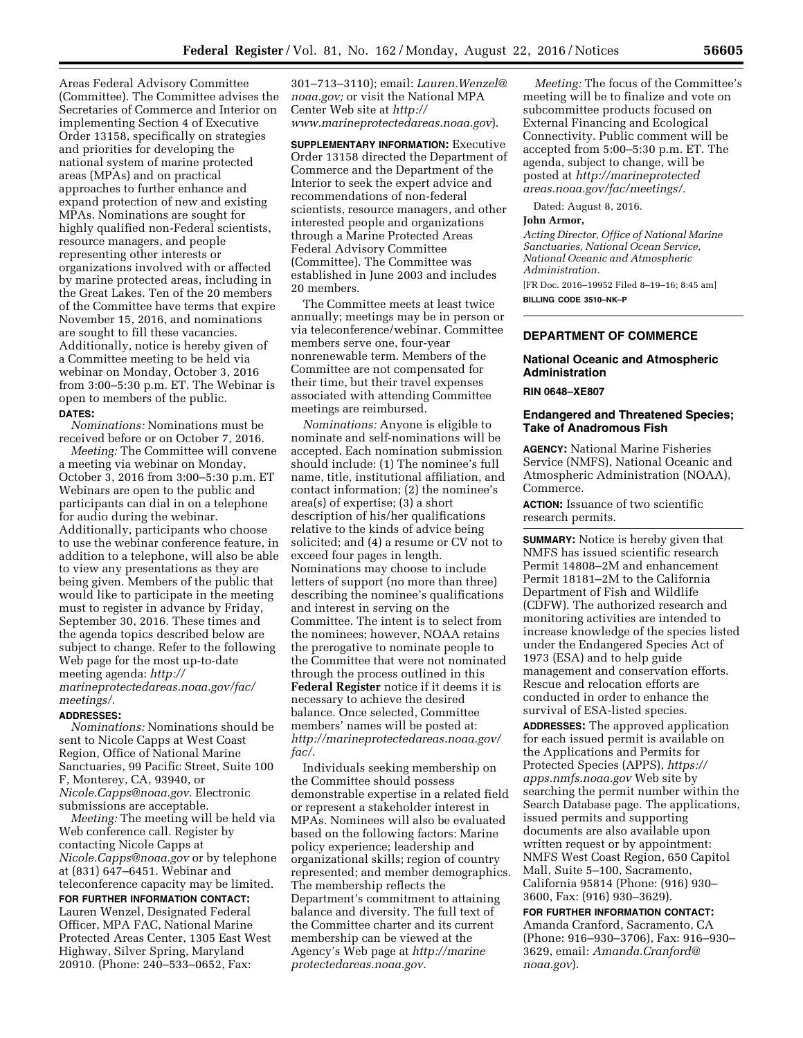Areas Federal Advisory Committee (Committee). The Committee advises the Secretaries of Commerce and Interior on implementing Section 4 of Executive Order 13158, specifically on strategies and priorities for developing the national system of marine protected areas (MPAs) and on practical approaches to further enhance and expand protection of new and existing MPAs. Nominations are sought for highly qualified non-Federal scientists, resource managers, and people representing other interests or organizations involved with or affected by marine protected areas, including in the Great Lakes. Ten of the 20 members of the Committee have terms that expire November 15, 2016, and nominations are sought to fill these vacancies. Additionally, notice is hereby given of a Committee meeting to be held via webinar on Monday, October 3, 2016 from 3:00–5:30 p.m. ET. The Webinar is open to members of the public.

**DATES:**

*Nominations:* Nominations must be received before or on October 7, 2016.

*Meeting:* The Committee will convene a meeting via webinar on Monday, October 3, 2016 from 3:00–5:30 p.m. ET Webinars are open to the public and participants can dial in on a telephone for audio during the webinar. Additionally, participants who choose to use the webinar conference feature, in addition to a telephone, will also be able to view any presentations as they are being given. Members of the public that would like to participate in the meeting must to register in advance by Friday, September 30, 2016. These times and the agenda topics described below are subject to change. Refer to the following Web page for the most up-to-date meeting agenda: *http://marineprotectedareas.noaa.gov/fac/meetings/.*

**ADDRESSES:**

*Nominations:* Nominations should be sent to Nicole Capps at West Coast Region, Office of National Marine Sanctuaries, 99 Pacific Street, Suite 100 F, Monterey, CA, 93940, or *Nicole.Capps@noaa.gov.* Electronic submissions are acceptable.

*Meeting:* The meeting will be held via Web conference call. Register by contacting Nicole Capps at *Nicole.Capps@noaa.gov* or by telephone at (831) 647–6451. Webinar and teleconference capacity may be limited.

**FOR FURTHER INFORMATION CONTACT:** Lauren Wenzel, Designated Federal Officer, MPA FAC, National Marine Protected Areas Center, 1305 East West Highway, Silver Spring, Maryland 20910. (Phone: 240–533–0652, Fax: 301–713–3110); email: *Lauren.Wenzel@noaa.gov;* or visit the National MPA Center Web site at *http://www.marineprotectedareas.noaa.gov*).

**SUPPLEMENTARY INFORMATION:** Executive Order 13158 directed the Department of Commerce and the Department of the Interior to seek the expert advice and recommendations of non-federal scientists, resource managers, and other interested people and organizations through a Marine Protected Areas Federal Advisory Committee (Committee). The Committee was established in June 2003 and includes 20 members.

The Committee meets at least twice annually; meetings may be in person or via teleconference/webinar. Committee members serve one, four-year nonrenewable term. Members of the Committee are not compensated for their time, but their travel expenses associated with attending Committee meetings are reimbursed.

*Nominations:* Anyone is eligible to nominate and self-nominations will be accepted. Each nomination submission should include: (1) The nominee's full name, title, institutional affiliation, and contact information; (2) the nominee's area(s) of expertise; (3) a short description of his/her qualifications relative to the kinds of advice being solicited; and (4) a resume or CV not to exceed four pages in length. Nominations may choose to include letters of support (no more than three) describing the nominee's qualifications and interest in serving on the Committee. The intent is to select from the nominees; however, NOAA retains the prerogative to nominate people to the Committee that were not nominated through the process outlined in this **Federal Register** notice if it deems it is necessary to achieve the desired balance. Once selected, Committee members' names will be posted at: *http://marineprotectedareas.noaa.gov/fac/.*

Individuals seeking membership on the Committee should possess demonstrable expertise in a related field or represent a stakeholder interest in MPAs. Nominees will also be evaluated based on the following factors: Marine policy experience; leadership and organizational skills; region of country represented; and member demographics. The membership reflects the Department's commitment to attaining balance and diversity. The full text of the Committee charter and its current membership can be viewed at the Agency's Web page at *http://marineprotectedareas.noaa.gov.*

*Meeting:* The focus of the Committee's meeting will be to finalize and vote on subcommittee products focused on External Financing and Ecological Connectivity. Public comment will be accepted from 5:00–5:30 p.m. ET. The agenda, subject to change, will be posted at *http://marineprotectedareas.noaa.gov/fac/meetings/.*

Dated: August 8, 2016.

**John Armor,**

*Acting Director, Office of National Marine Sanctuaries, National Ocean Service, National Oceanic and Atmospheric Administration.*

[FR Doc. 2016–19952 Filed 8–19–16; 8:45 am]

**BILLING CODE 3510–NK–P**

---

## DEPARTMENT OF COMMERCE

### National Oceanic and Atmospheric Administration

**RIN 0648–XE807**

### Endangered and Threatened Species; Take of Anadromous Fish

**AGENCY:** National Marine Fisheries Service (NMFS), National Oceanic and Atmospheric Administration (NOAA), Commerce.

**ACTION:** Issuance of two scientific research permits.

**SUMMARY:** Notice is hereby given that NMFS has issued scientific research Permit 14808–2M and enhancement Permit 18181–2M to the California Department of Fish and Wildlife (CDFW). The authorized research and monitoring activities are intended to increase knowledge of the species listed under the Endangered Species Act of 1973 (ESA) and to help guide management and conservation efforts. Rescue and relocation efforts are conducted in order to enhance the survival of ESA-listed species.

**ADDRESSES:** The approved application for each issued permit is available on the Applications and Permits for Protected Species (APPS), *https://apps.nmfs.noaa.gov* Web site by searching the permit number within the Search Database page. The applications, issued permits and supporting documents are also available upon written request or by appointment: NMFS West Coast Region, 650 Capitol Mall, Suite 5–100, Sacramento, California 95814 (Phone: (916) 930–3600, Fax: (916) 930–3629).

**FOR FURTHER INFORMATION CONTACT:** Amanda Cranford, Sacramento, CA (Phone: 916–930–3706), Fax: 916–930–3629, email: *Amanda.Cranford@noaa.gov*).